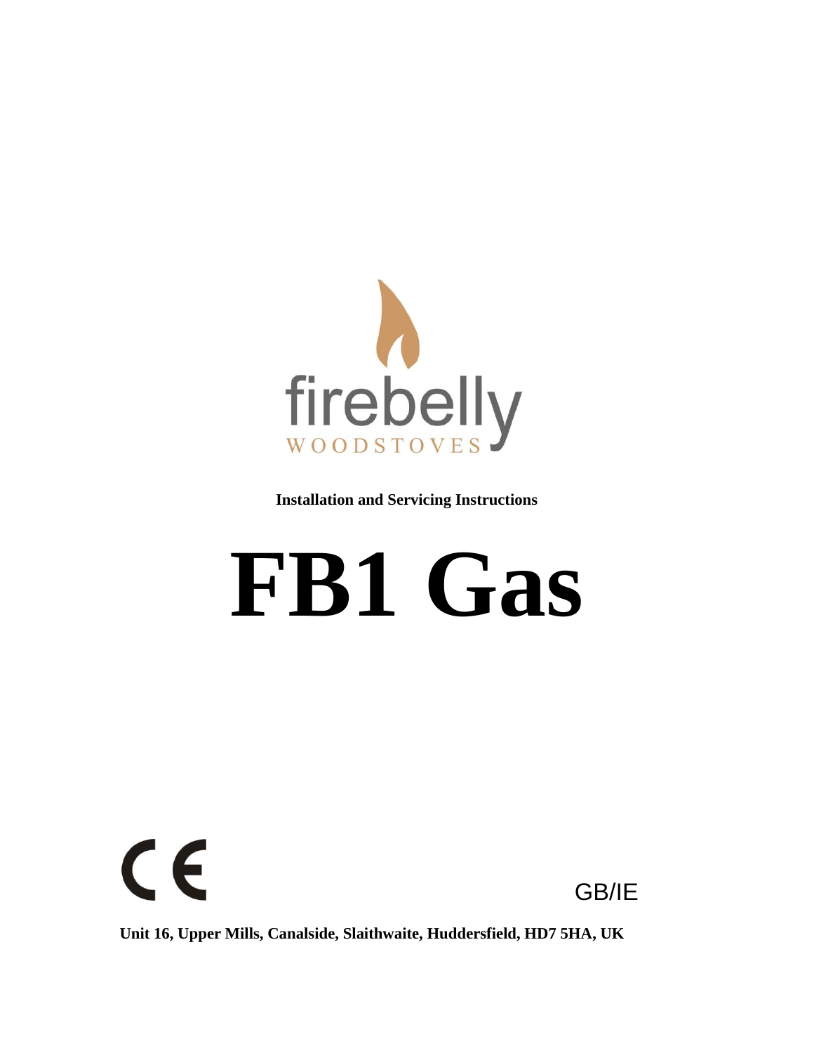firebelly

WOODSTOVES

**Installation and Servicing Instructions**

# FB1 Gas

CE

GB/IE

**Unit 16, Upper Mills, Canalside, Slaithwaite, Huddersfield, HD7 5HA, UK**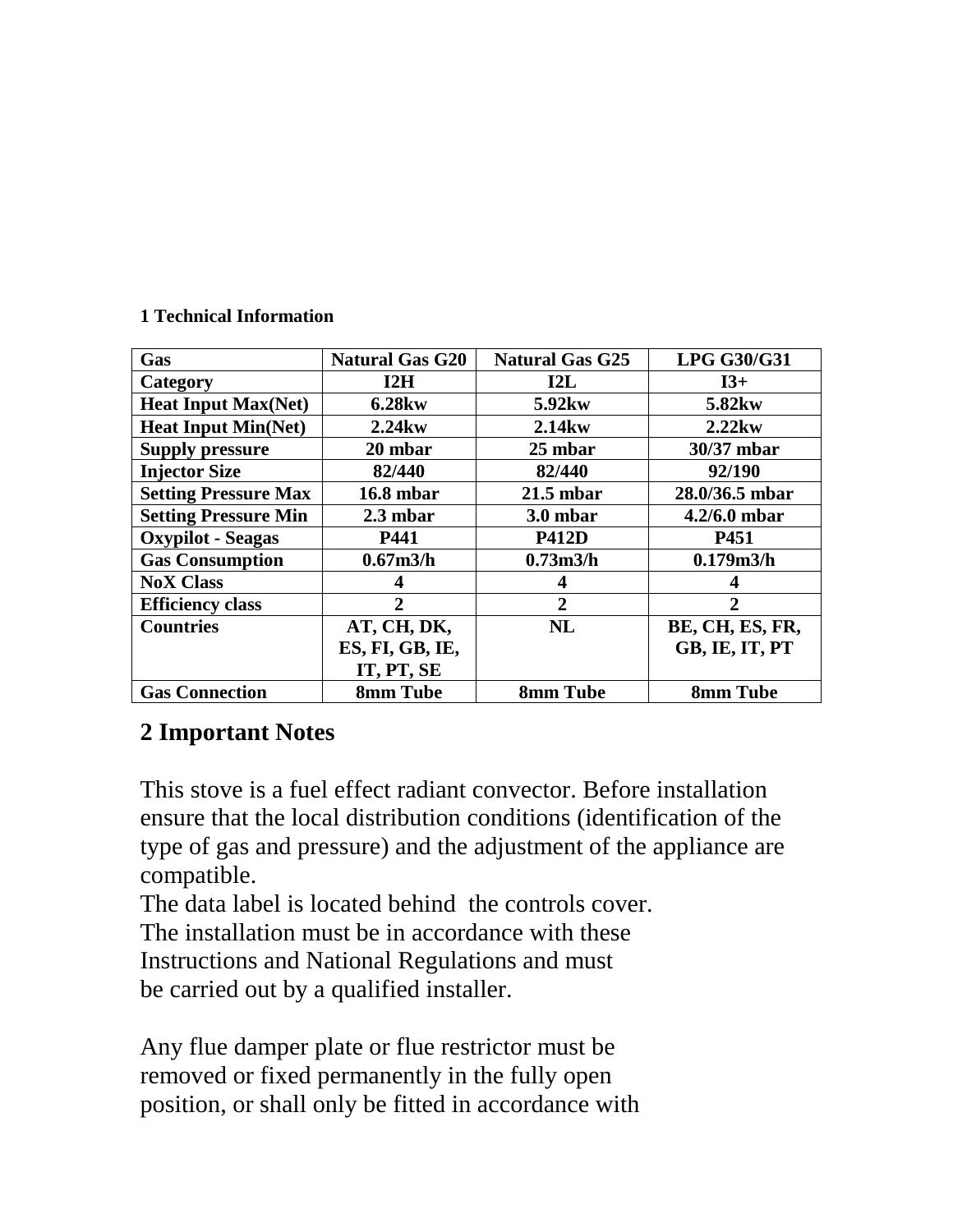## 1 Technical Information

| Gas | Natural Gas G20 | Natural Gas G25 | LPG G30/G31 |
|---|---|---|---|
| Category | I2H | I2L | I3+ |
| Heat Input Max(Net) | 6.28kw | 5.92kw | 5.82kw |
| Heat Input Min(Net) | 2.24kw | 2.14kw | 2.22kw |
| Supply pressure | 20 mbar | 25 mbar | 30/37 mbar |
| Injector Size | 82/440 | 82/440 | 92/190 |
| Setting Pressure Max | 16.8 mbar | 21.5 mbar | 28.0/36.5 mbar |
| Setting Pressure Min | 2.3 mbar | 3.0 mbar | 4.2/6.0 mbar |
| Oxypilot - Seagas | P441 | P412D | P451 |
| Gas Consumption | 0.67m3/h | 0.73m3/h | 0.179m3/h |
| NoX Class | 4 | 4 | 4 |
| Efficiency class | 2 | 2 | 2 |
| Countries | AT, CH, DK, ES, FI, GB, IE, IT, PT, SE | NL | BE, CH, ES, FR, GB, IE, IT, PT |
| Gas Connection | 8mm Tube | 8mm Tube | 8mm Tube |

## 2 Important Notes

This stove is a fuel effect radiant convector. Before installation ensure that the local distribution conditions (identification of the type of gas and pressure) and the adjustment of the appliance are compatible.
The data label is located behind the controls cover.
The installation must be in accordance with these Instructions and National Regulations and must be carried out by a qualified installer.

Any flue damper plate or flue restrictor must be removed or fixed permanently in the fully open position, or shall only be fitted in accordance with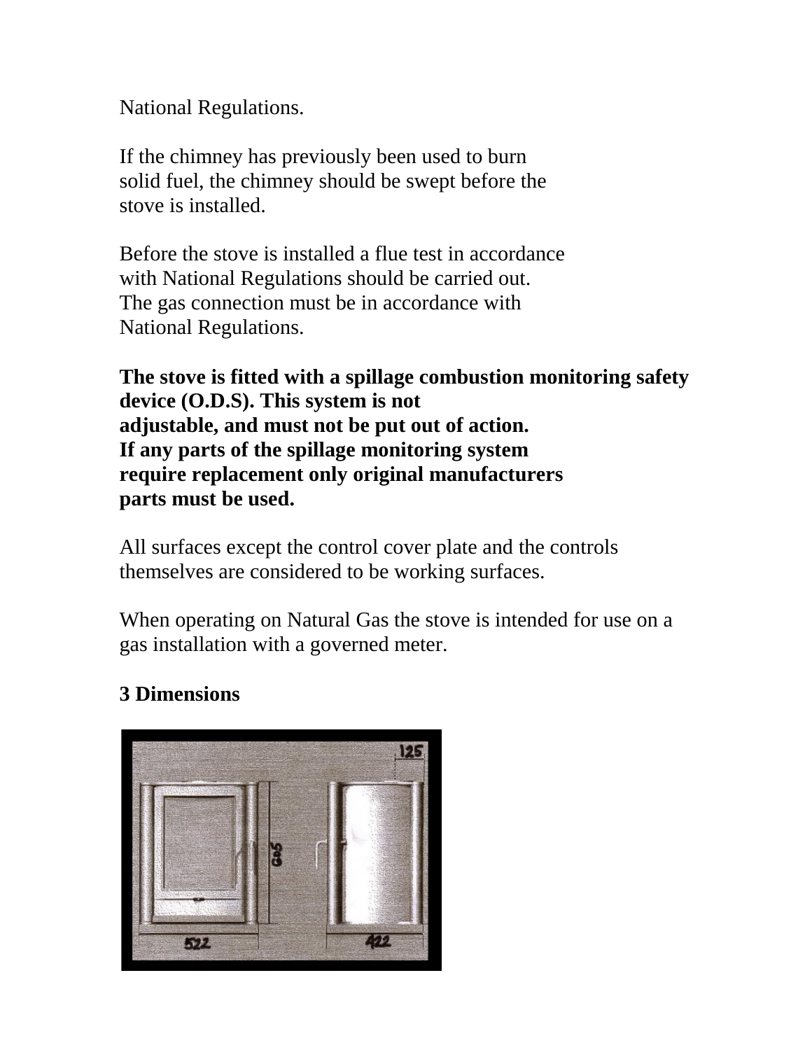National Regulations.

If the chimney has previously been used to burn solid fuel, the chimney should be swept before the stove is installed.

Before the stove is installed a flue test in accordance with National Regulations should be carried out. The gas connection must be in accordance with National Regulations.

**The stove is fitted with a spillage combustion monitoring safety device (O.D.S). This system is not adjustable, and must not be put out of action. If any parts of the spillage monitoring system require replacement only original manufacturers parts must be used.**

All surfaces except the control cover plate and the controls themselves are considered to be working surfaces.

When operating on Natural Gas the stove is intended for use on a gas installation with a governed meter.

## 3 Dimensions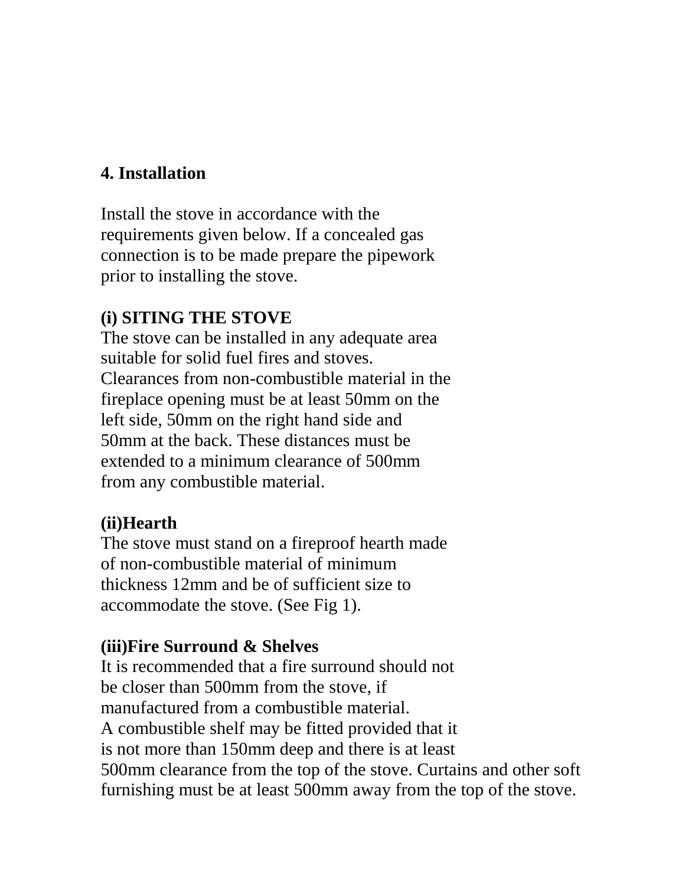## 4. Installation

Install the stove in accordance with the requirements given below. If a concealed gas connection is to be made prepare the pipework prior to installing the stove.

### (i) SITING THE STOVE

The stove can be installed in any adequate area suitable for solid fuel fires and stoves. Clearances from non-combustible material in the fireplace opening must be at least 50mm on the left side, 50mm on the right hand side and 50mm at the back. These distances must be extended to a minimum clearance of 500mm from any combustible material.

### (ii)Hearth

The stove must stand on a fireproof hearth made of non-combustible material of minimum thickness 12mm and be of sufficient size to accommodate the stove. (See Fig 1).

### (iii)Fire Surround & Shelves

It is recommended that a fire surround should not be closer than 500mm from the stove, if manufactured from a combustible material.
A combustible shelf may be fitted provided that it is not more than 150mm deep and there is at least 500mm clearance from the top of the stove. Curtains and other soft furnishing must be at least 500mm away from the top of the stove.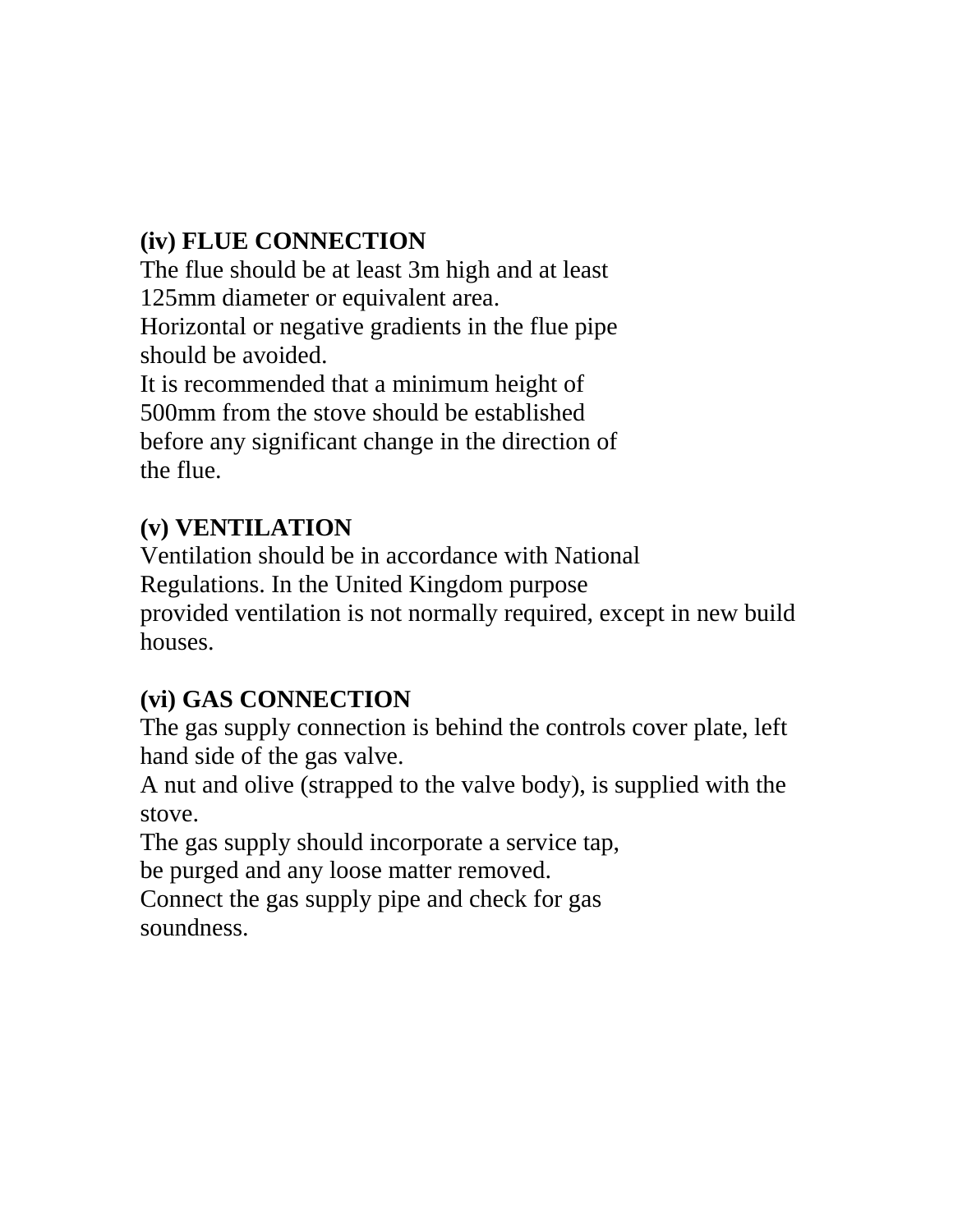**(iv) FLUE CONNECTION**

The flue should be at least 3m high and at least 125mm diameter or equivalent area.

Horizontal or negative gradients in the flue pipe should be avoided.

It is recommended that a minimum height of 500mm from the stove should be established before any significant change in the direction of the flue.

**(v) VENTILATION**

Ventilation should be in accordance with National Regulations. In the United Kingdom purpose provided ventilation is not normally required, except in new build houses.

**(vi) GAS CONNECTION**

The gas supply connection is behind the controls cover plate, left hand side of the gas valve.

A nut and olive (strapped to the valve body), is supplied with the stove.

The gas supply should incorporate a service tap, be purged and any loose matter removed.

Connect the gas supply pipe and check for gas soundness.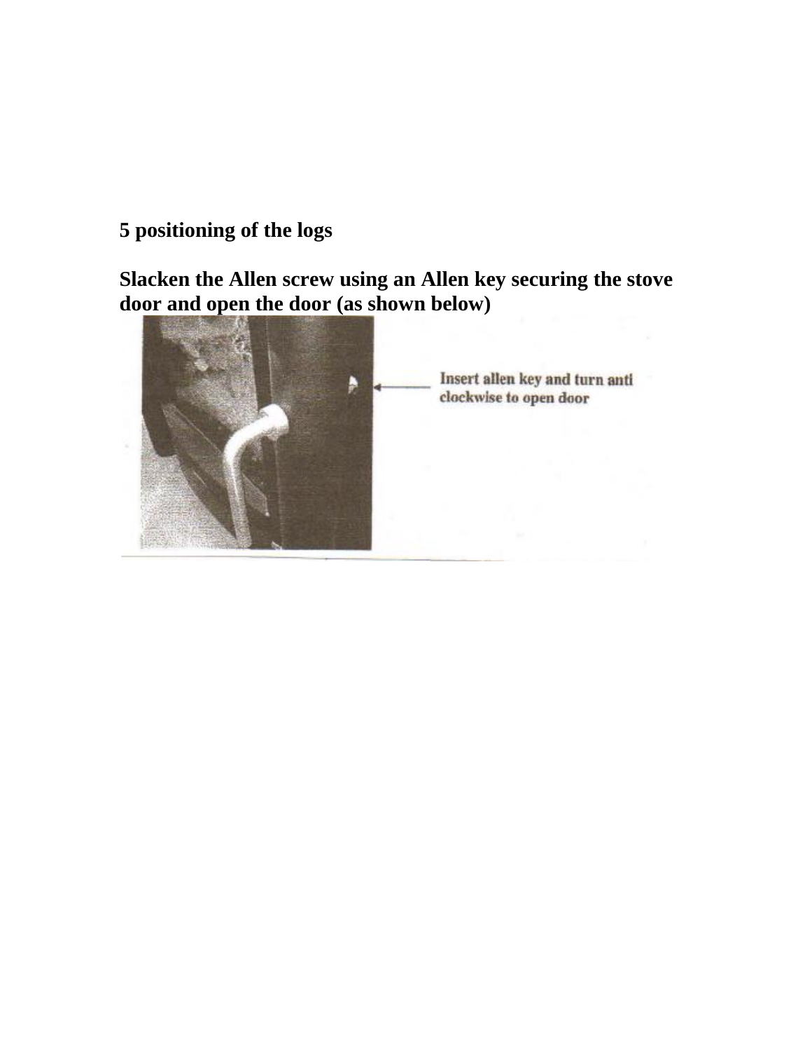**5 positioning of the logs**

**Slacken the Allen screw using an Allen key securing the stove door and open the door (as shown below)**

Insert allen key and turn anti clockwise to open door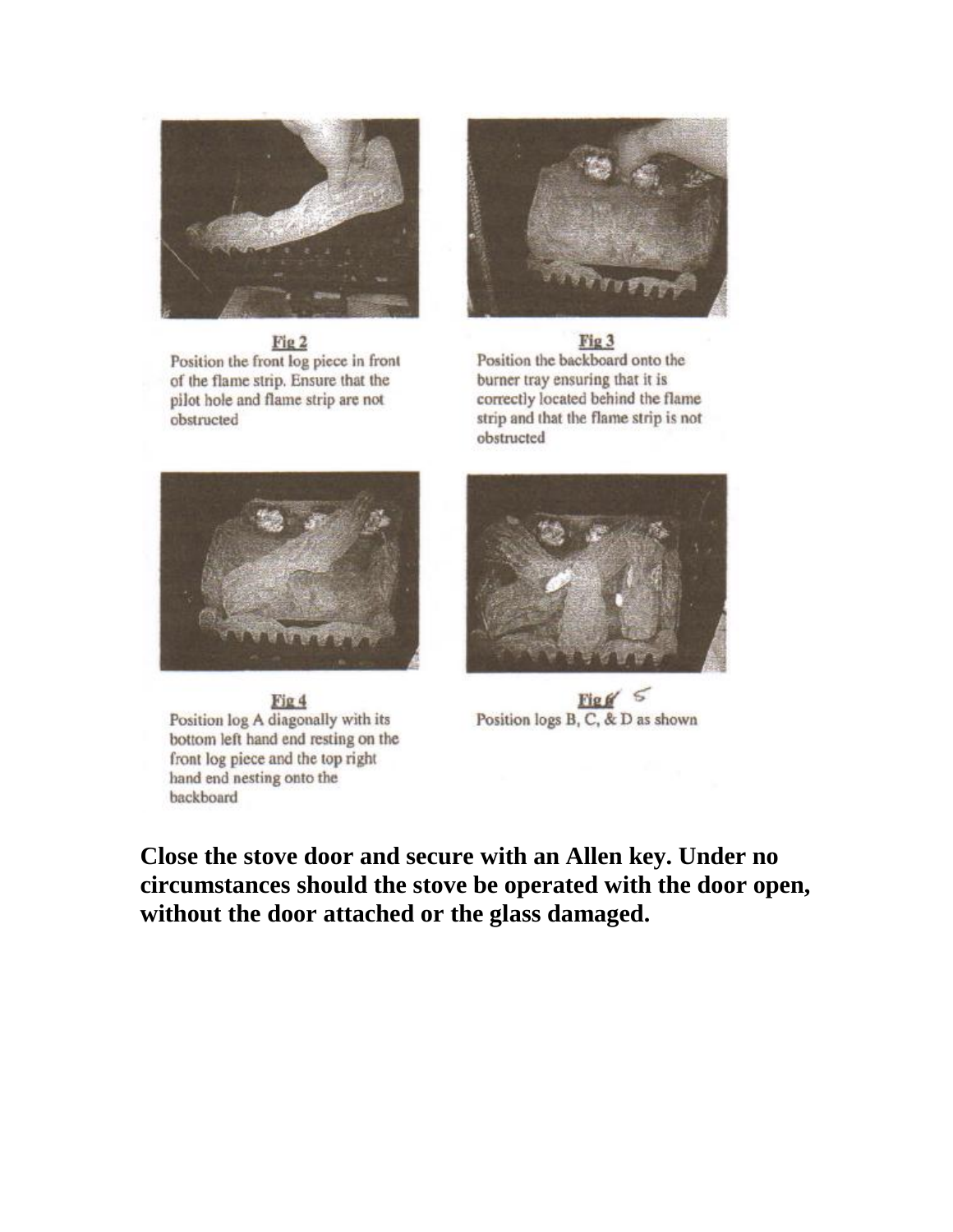**Fig 2**
Position the front log piece in front of the flame strip. Ensure that the pilot hole and flame strip are not obstructed

**Fig 3**
Position the backboard onto the burner tray ensuring that it is correctly located behind the flame strip and that the flame strip is not obstructed

**Fig 4**
Position log A diagonally with its bottom left hand end resting on the front log piece and the top right hand end nesting onto the backboard

**Fig 5**
Position logs B, C, & D as shown

**Close the stove door and secure with an Allen key. Under no circumstances should the stove be operated with the door open, without the door attached or the glass damaged.**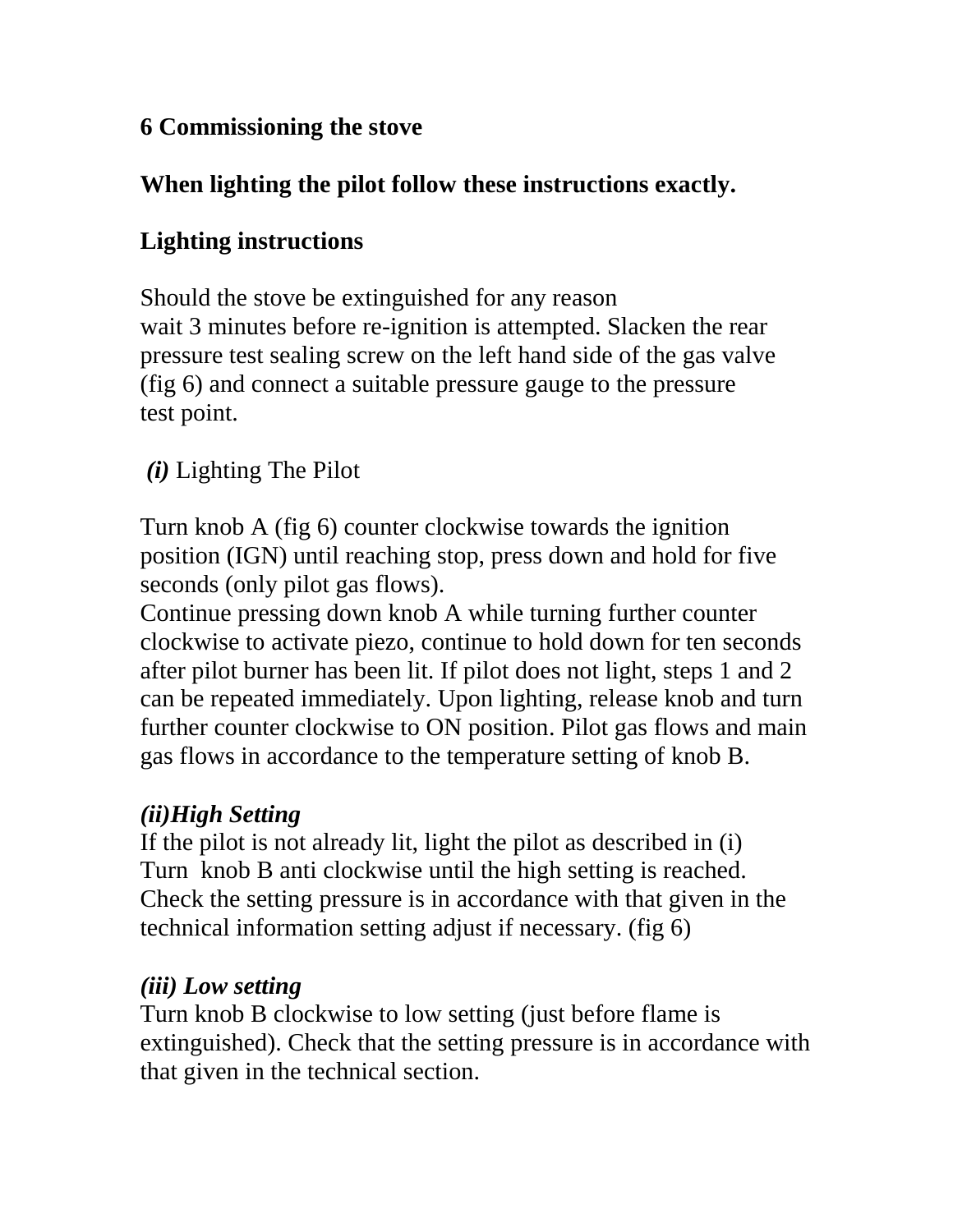**6 Commissioning the stove**

**When lighting the pilot follow these instructions exactly.**

**Lighting instructions**

Should the stove be extinguished for any reason wait 3 minutes before re-ignition is attempted. Slacken the rear pressure test sealing screw on the left hand side of the gas valve (fig 6) and connect a suitable pressure gauge to the pressure test point.

***(i)*** Lighting The Pilot

Turn knob A (fig 6) counter clockwise towards the ignition position (IGN) until reaching stop, press down and hold for five seconds (only pilot gas flows).
Continue pressing down knob A while turning further counter clockwise to activate piezo, continue to hold down for ten seconds after pilot burner has been lit. If pilot does not light, steps 1 and 2 can be repeated immediately. Upon lighting, release knob and turn further counter clockwise to ON position. Pilot gas flows and main gas flows in accordance to the temperature setting of knob B.

***(ii)High Setting***
If the pilot is not already lit, light the pilot as described in (i)
Turn knob B anti clockwise until the high setting is reached. Check the setting pressure is in accordance with that given in the technical information setting adjust if necessary. (fig 6)

***(iii) Low setting***
Turn knob B clockwise to low setting (just before flame is extinguished). Check that the setting pressure is in accordance with that given in the technical section.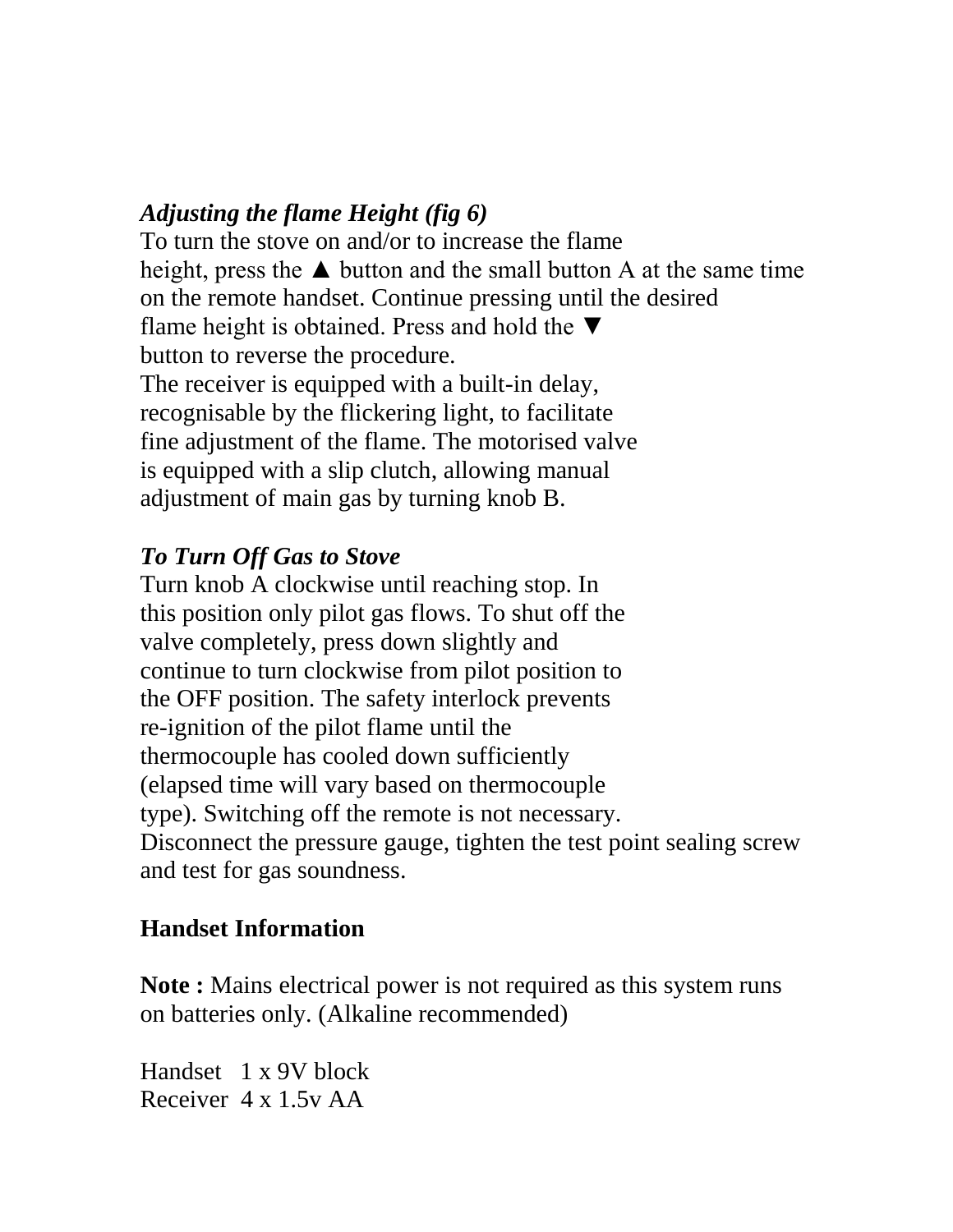***Adjusting the flame Height (fig 6)***

To turn the stove on and/or to increase the flame height, press the ▲ button and the small button A at the same time on the remote handset. Continue pressing until the desired flame height is obtained. Press and hold the ▼ button to reverse the procedure.
The receiver is equipped with a built-in delay, recognisable by the flickering light, to facilitate fine adjustment of the flame. The motorised valve is equipped with a slip clutch, allowing manual adjustment of main gas by turning knob B.

***To Turn Off Gas to Stove***

Turn knob A clockwise until reaching stop. In this position only pilot gas flows. To shut off the valve completely, press down slightly and continue to turn clockwise from pilot position to the OFF position. The safety interlock prevents re-ignition of the pilot flame until the thermocouple has cooled down sufficiently (elapsed time will vary based on thermocouple type). Switching off the remote is not necessary.
Disconnect the pressure gauge, tighten the test point sealing screw and test for gas soundness.

**Handset Information**

**Note :** Mains electrical power is not required as this system runs on batteries only. (Alkaline recommended)

Handset 1 x 9V block
Receiver 4 x 1.5v AA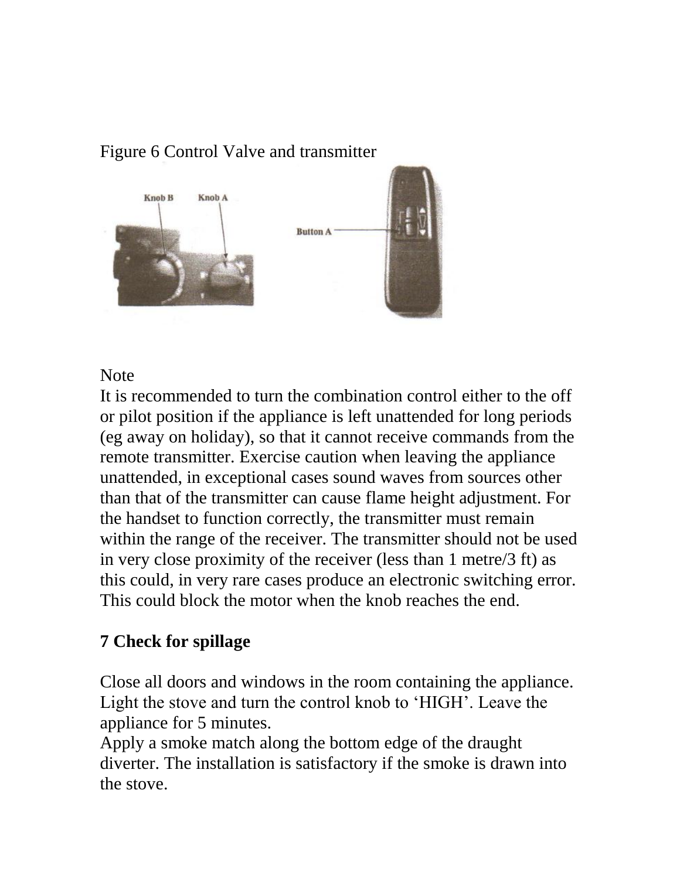Figure 6 Control Valve and transmitter

Knob B Knob A

Button A

Note
It is recommended to turn the combination control either to the off or pilot position if the appliance is left unattended for long periods (eg away on holiday), so that it cannot receive commands from the remote transmitter. Exercise caution when leaving the appliance unattended, in exceptional cases sound waves from sources other than that of the transmitter can cause flame height adjustment. For the handset to function correctly, the transmitter must remain within the range of the receiver. The transmitter should not be used in very close proximity of the receiver (less than 1 metre/3 ft) as this could, in very rare cases produce an electronic switching error. This could block the motor when the knob reaches the end.

**7 Check for spillage**

Close all doors and windows in the room containing the appliance. Light the stove and turn the control knob to 'HIGH'. Leave the appliance for 5 minutes.
Apply a smoke match along the bottom edge of the draught diverter. The installation is satisfactory if the smoke is drawn into the stove.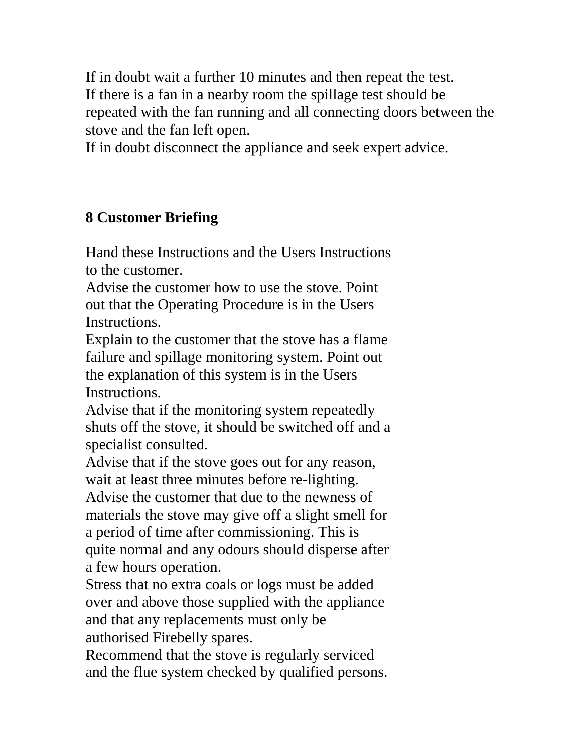If in doubt wait a further 10 minutes and then repeat the test.
If there is a fan in a nearby room the spillage test should be repeated with the fan running and all connecting doors between the stove and the fan left open.
If in doubt disconnect the appliance and seek expert advice.

## 8 Customer Briefing

Hand these Instructions and the Users Instructions to the customer.
Advise the customer how to use the stove. Point out that the Operating Procedure is in the Users Instructions.
Explain to the customer that the stove has a flame failure and spillage monitoring system. Point out the explanation of this system is in the Users Instructions.
Advise that if the monitoring system repeatedly shuts off the stove, it should be switched off and a specialist consulted.
Advise that if the stove goes out for any reason, wait at least three minutes before re-lighting.
Advise the customer that due to the newness of materials the stove may give off a slight smell for a period of time after commissioning. This is quite normal and any odours should disperse after a few hours operation.
Stress that no extra coals or logs must be added over and above those supplied with the appliance and that any replacements must only be authorised Firebelly spares.
Recommend that the stove is regularly serviced and the flue system checked by qualified persons.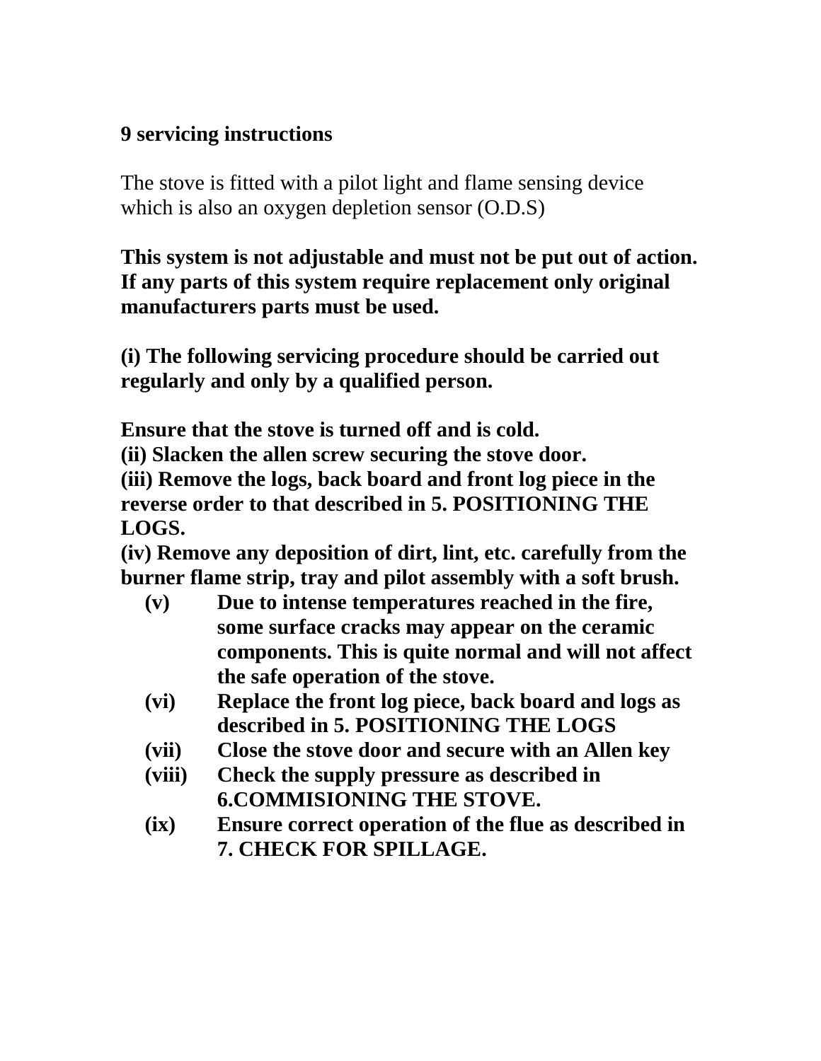## 9 servicing instructions

The stove is fitted with a pilot light and flame sensing device which is also an oxygen depletion sensor (O.D.S)

**This system is not adjustable and must not be put out of action. If any parts of this system require replacement only original manufacturers parts must be used.**

**(i) The following servicing procedure should be carried out regularly and only by a qualified person.**

**Ensure that the stove is turned off and is cold.**
**(ii) Slacken the allen screw securing the stove door.**
**(iii) Remove the logs, back board and front log piece in the reverse order to that described in 5. POSITIONING THE LOGS.**
**(iv) Remove any deposition of dirt, lint, etc. carefully from the burner flame strip, tray and pilot assembly with a soft brush.**

- **(v)** **Due to intense temperatures reached in the fire, some surface cracks may appear on the ceramic components. This is quite normal and will not affect the safe operation of the stove.**
- **(vi)** **Replace the front log piece, back board and logs as described in 5. POSITIONING THE LOGS**
- **(vii)** **Close the stove door and secure with an Allen key**
- **(viii)** **Check the supply pressure as described in 6.COMMISIONING THE STOVE.**
- **(ix)** **Ensure correct operation of the flue as described in 7. CHECK FOR SPILLAGE.**